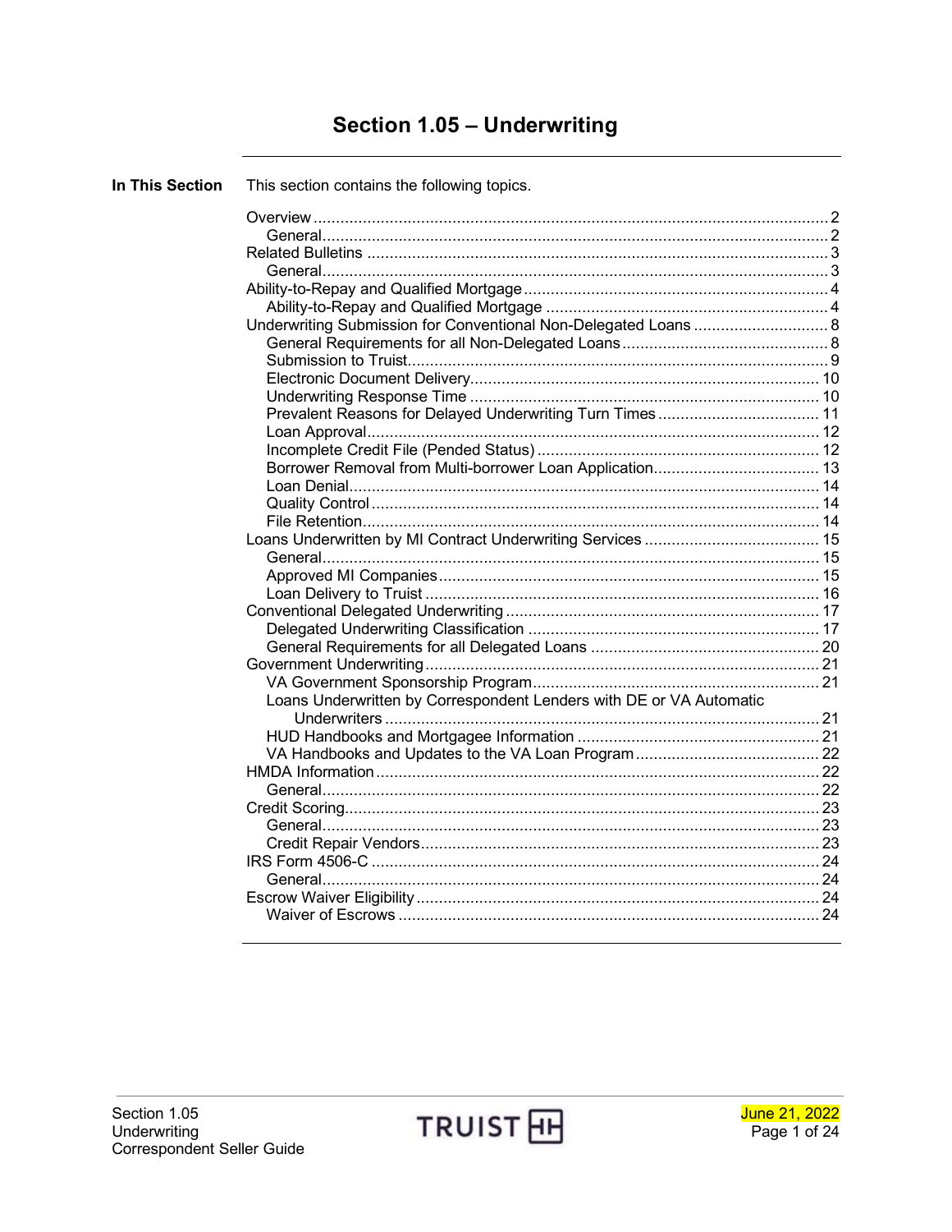# Section 1.05 – Underwriting

**In This Section**

This section contains the following topics.

- Overview ..... 2
  - General ..... 2
- Related Bulletins ..... 3
  - General ..... 3
- Ability-to-Repay and Qualified Mortgage ..... 4
  - Ability-to-Repay and Qualified Mortgage ..... 4
- Underwriting Submission for Conventional Non-Delegated Loans ..... 8
  - General Requirements for all Non-Delegated Loans ..... 8
  - Submission to Truist ..... 9
  - Electronic Document Delivery ..... 10
  - Underwriting Response Time ..... 10
  - Prevalent Reasons for Delayed Underwriting Turn Times ..... 11
  - Loan Approval ..... 12
  - Incomplete Credit File (Pended Status) ..... 12
  - Borrower Removal from Multi-borrower Loan Application ..... 13
  - Loan Denial ..... 14
  - Quality Control ..... 14
  - File Retention ..... 14
- Loans Underwritten by MI Contract Underwriting Services ..... 15
  - General ..... 15
  - Approved MI Companies ..... 15
  - Loan Delivery to Truist ..... 16
- Conventional Delegated Underwriting ..... 17
  - Delegated Underwriting Classification ..... 17
  - General Requirements for all Delegated Loans ..... 20
- Government Underwriting ..... 21
  - VA Government Sponsorship Program ..... 21
  - Loans Underwritten by Correspondent Lenders with DE or VA Automatic Underwriters ..... 21
  - HUD Handbooks and Mortgagee Information ..... 21
  - VA Handbooks and Updates to the VA Loan Program ..... 22
- HMDA Information ..... 22
  - General ..... 22
- Credit Scoring ..... 23
  - General ..... 23
  - Credit Repair Vendors ..... 23
- IRS Form 4506-C ..... 24
  - General ..... 24
- Escrow Waiver Eligibility ..... 24
  - Waiver of Escrows ..... 24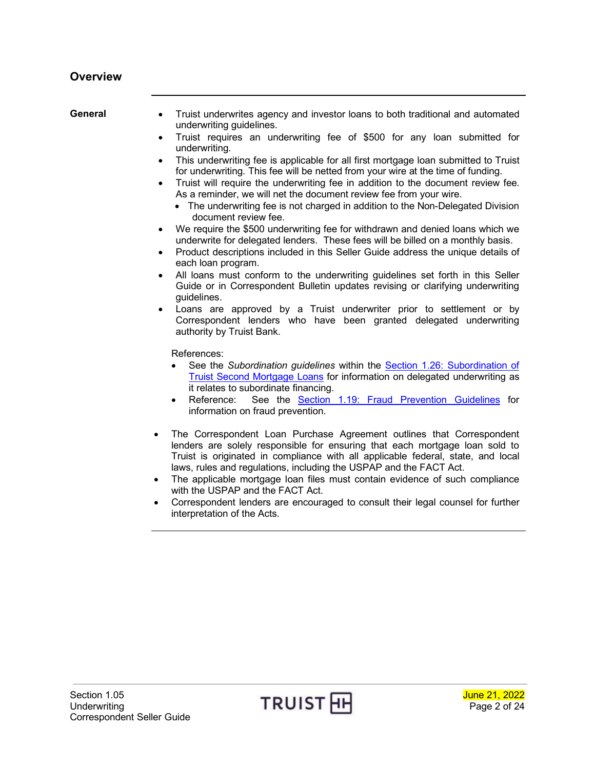## Overview

**General**

- Truist underwrites agency and investor loans to both traditional and automated underwriting guidelines.
- Truist requires an underwriting fee of $500 for any loan submitted for underwriting.
- This underwriting fee is applicable for all first mortgage loan submitted to Truist for underwriting. This fee will be netted from your wire at the time of funding.
- Truist will require the underwriting fee in addition to the document review fee. As a reminder, we will net the document review fee from your wire.
  - The underwriting fee is not charged in addition to the Non-Delegated Division document review fee.
- We require the $500 underwriting fee for withdrawn and denied loans which we underwrite for delegated lenders. These fees will be billed on a monthly basis.
- Product descriptions included in this Seller Guide address the unique details of each loan program.
- All loans must conform to the underwriting guidelines set forth in this Seller Guide or in Correspondent Bulletin updates revising or clarifying underwriting guidelines.
- Loans are approved by a Truist underwriter prior to settlement or by Correspondent lenders who have been granted delegated underwriting authority by Truist Bank.

  References:
  - See the *Subordination guidelines* within the Section 1.26: Subordination of Truist Second Mortgage Loans for information on delegated underwriting as it relates to subordinate financing.
  - Reference: See the Section 1.19: Fraud Prevention Guidelines for information on fraud prevention.

- The Correspondent Loan Purchase Agreement outlines that Correspondent lenders are solely responsible for ensuring that each mortgage loan sold to Truist is originated in compliance with all applicable federal, state, and local laws, rules and regulations, including the USPAP and the FACT Act.
- The applicable mortgage loan files must contain evidence of such compliance with the USPAP and the FACT Act.
- Correspondent lenders are encouraged to consult their legal counsel for further interpretation of the Acts.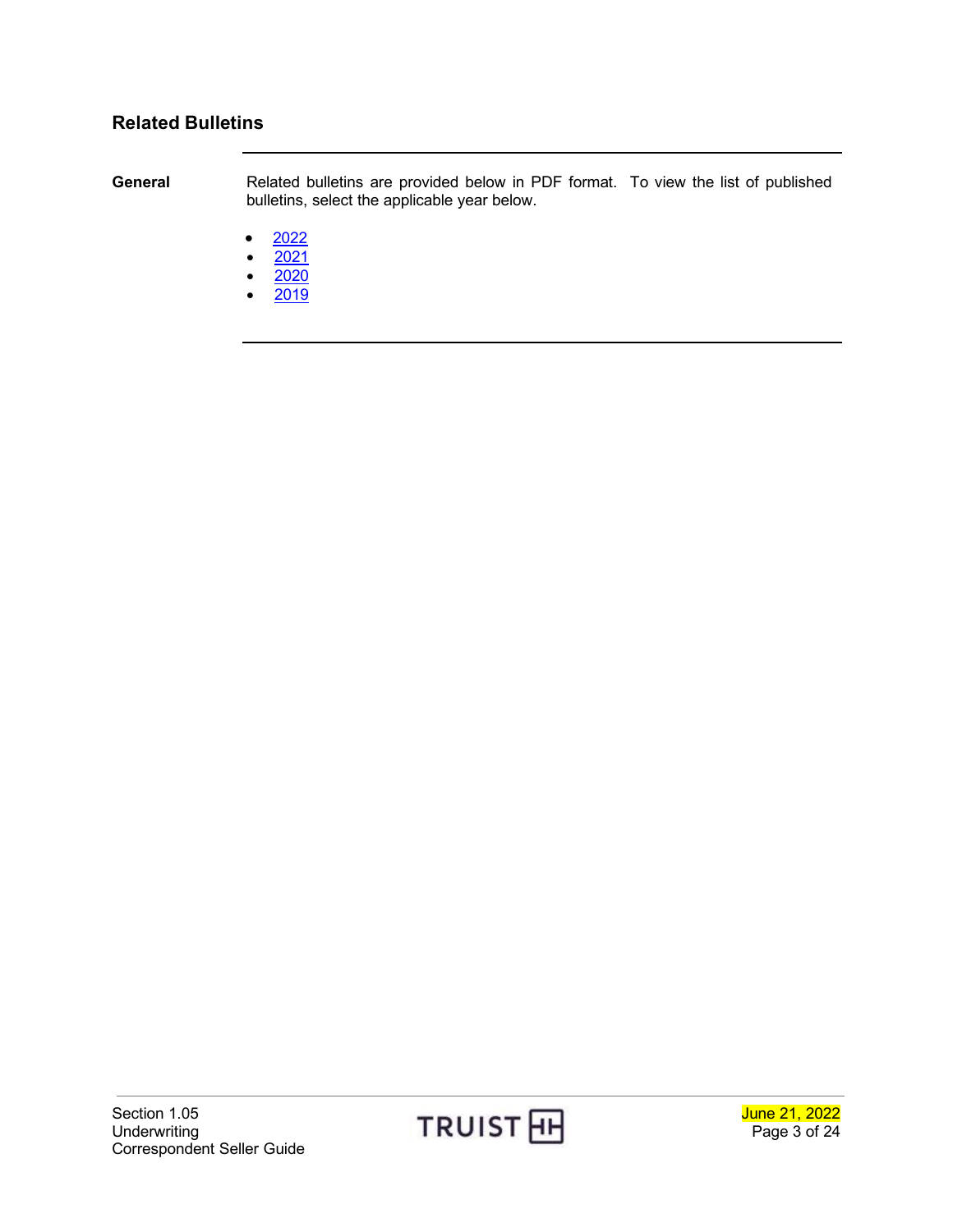## Related Bulletins

**General**

Related bulletins are provided below in PDF format. To view the list of published bulletins, select the applicable year below.

- 2022
- 2021
- 2020
- 2019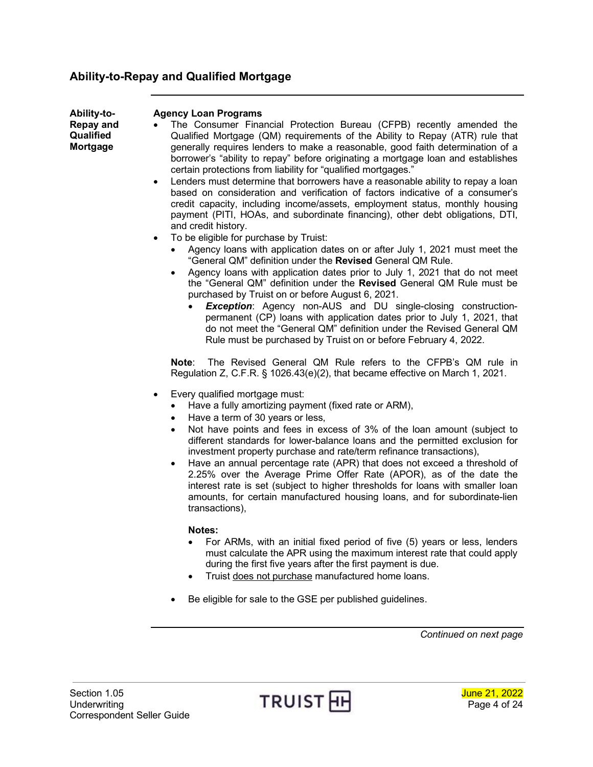## Ability-to-Repay and Qualified Mortgage

**Ability-to-Repay and Qualified Mortgage**

**Agency Loan Programs**

- The Consumer Financial Protection Bureau (CFPB) recently amended the Qualified Mortgage (QM) requirements of the Ability to Repay (ATR) rule that generally requires lenders to make a reasonable, good faith determination of a borrower's "ability to repay" before originating a mortgage loan and establishes certain protections from liability for "qualified mortgages."
- Lenders must determine that borrowers have a reasonable ability to repay a loan based on consideration and verification of factors indicative of a consumer's credit capacity, including income/assets, employment status, monthly housing payment (PITI, HOAs, and subordinate financing), other debt obligations, DTI, and credit history.
- To be eligible for purchase by Truist:
  - Agency loans with application dates on or after July 1, 2021 must meet the "General QM" definition under the **Revised** General QM Rule.
  - Agency loans with application dates prior to July 1, 2021 that do not meet the "General QM" definition under the **Revised** General QM Rule must be purchased by Truist on or before August 6, 2021.
    - ***Exception***: Agency non-AUS and DU single-closing construction-permanent (CP) loans with application dates prior to July 1, 2021, that do not meet the "General QM" definition under the Revised General QM Rule must be purchased by Truist on or before February 4, 2022.

  **Note**: The Revised General QM Rule refers to the CFPB's QM rule in Regulation Z, C.F.R. § 1026.43(e)(2), that became effective on March 1, 2021.

- Every qualified mortgage must:
  - Have a fully amortizing payment (fixed rate or ARM),
  - Have a term of 30 years or less,
  - Not have points and fees in excess of 3% of the loan amount (subject to different standards for lower-balance loans and the permitted exclusion for investment property purchase and rate/term refinance transactions),
  - Have an annual percentage rate (APR) that does not exceed a threshold of 2.25% over the Average Prime Offer Rate (APOR), as of the date the interest rate is set (subject to higher thresholds for loans with smaller loan amounts, for certain manufactured housing loans, and for subordinate-lien transactions),

    **Notes:**
    - For ARMs, with an initial fixed period of five (5) years or less, lenders must calculate the APR using the maximum interest rate that could apply during the first five years after the first payment is due.
    - Truist does not purchase manufactured home loans.

  - Be eligible for sale to the GSE per published guidelines.

*Continued on next page*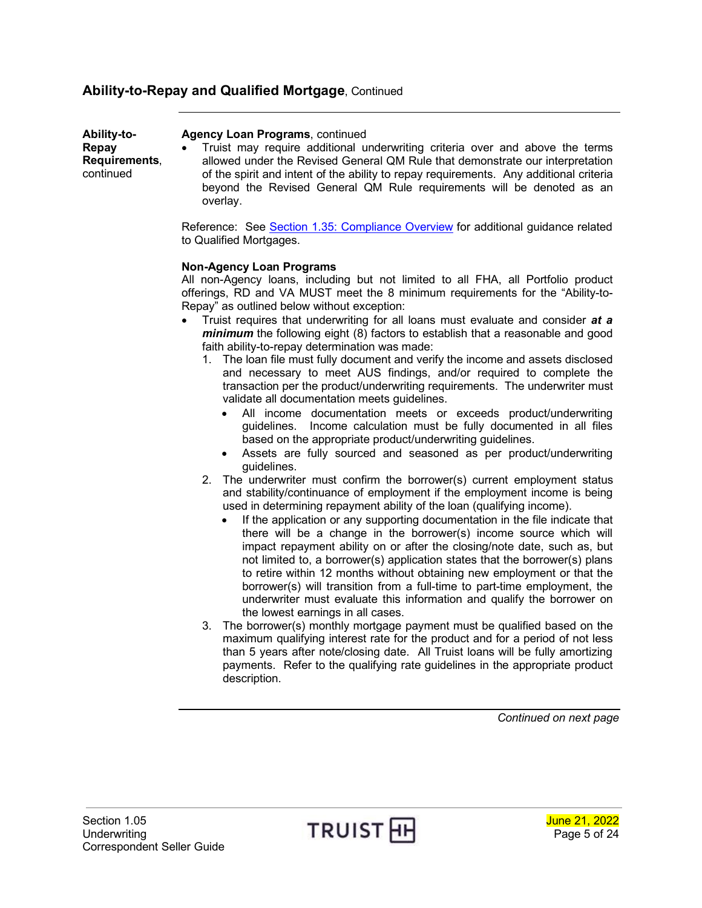## Ability-to-Repay and Qualified Mortgage, Continued

**Ability-to-Repay Requirements**, continued

**Agency Loan Programs**, continued

- Truist may require additional underwriting criteria over and above the terms allowed under the Revised General QM Rule that demonstrate our interpretation of the spirit and intent of the ability to repay requirements. Any additional criteria beyond the Revised General QM Rule requirements will be denoted as an overlay.

Reference: See Section 1.35: Compliance Overview for additional guidance related to Qualified Mortgages.

**Non-Agency Loan Programs**

All non-Agency loans, including but not limited to all FHA, all Portfolio product offerings, RD and VA MUST meet the 8 minimum requirements for the "Ability-to-Repay" as outlined below without exception:

- Truist requires that underwriting for all loans must evaluate and consider ***at a minimum*** the following eight (8) factors to establish that a reasonable and good faith ability-to-repay determination was made:
  1. The loan file must fully document and verify the income and assets disclosed and necessary to meet AUS findings, and/or required to complete the transaction per the product/underwriting requirements. The underwriter must validate all documentation meets guidelines.
     - All income documentation meets or exceeds product/underwriting guidelines. Income calculation must be fully documented in all files based on the appropriate product/underwriting guidelines.
     - Assets are fully sourced and seasoned as per product/underwriting guidelines.
  2. The underwriter must confirm the borrower(s) current employment status and stability/continuance of employment if the employment income is being used in determining repayment ability of the loan (qualifying income).
     - If the application or any supporting documentation in the file indicate that there will be a change in the borrower(s) income source which will impact repayment ability on or after the closing/note date, such as, but not limited to, a borrower(s) application states that the borrower(s) plans to retire within 12 months without obtaining new employment or that the borrower(s) will transition from a full-time to part-time employment, the underwriter must evaluate this information and qualify the borrower on the lowest earnings in all cases.
  3. The borrower(s) monthly mortgage payment must be qualified based on the maximum qualifying interest rate for the product and for a period of not less than 5 years after note/closing date. All Truist loans will be fully amortizing payments. Refer to the qualifying rate guidelines in the appropriate product description.

*Continued on next page*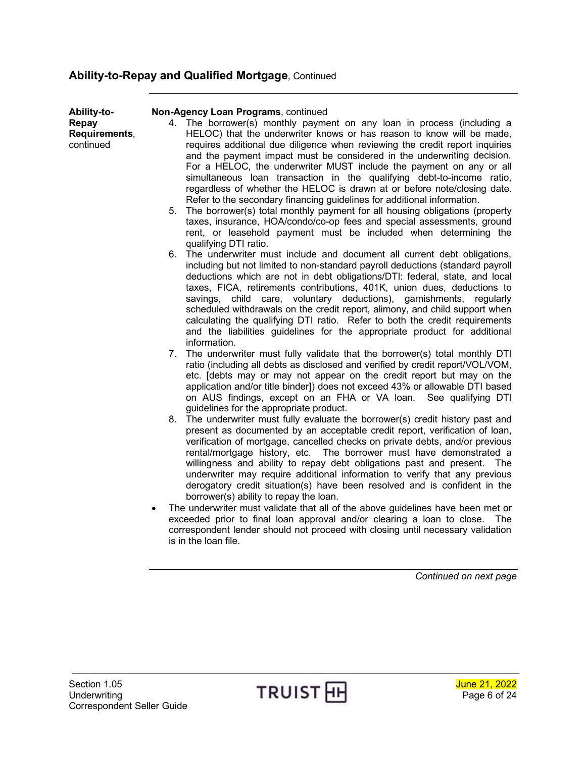## Ability-to-Repay and Qualified Mortgage, Continued

**Ability-to-Repay Requirements**, continued

**Non-Agency Loan Programs**, continued

4. The borrower(s) monthly payment on any loan in process (including a HELOC) that the underwriter knows or has reason to know will be made, requires additional due diligence when reviewing the credit report inquiries and the payment impact must be considered in the underwriting decision. For a HELOC, the underwriter MUST include the payment on any or all simultaneous loan transaction in the qualifying debt-to-income ratio, regardless of whether the HELOC is drawn at or before note/closing date. Refer to the secondary financing guidelines for additional information.
5. The borrower(s) total monthly payment for all housing obligations (property taxes, insurance, HOA/condo/co-op fees and special assessments, ground rent, or leasehold payment must be included when determining the qualifying DTI ratio.
6. The underwriter must include and document all current debt obligations, including but not limited to non-standard payroll deductions (standard payroll deductions which are not in debt obligations/DTI: federal, state, and local taxes, FICA, retirements contributions, 401K, union dues, deductions to savings, child care, voluntary deductions), garnishments, regularly scheduled withdrawals on the credit report, alimony, and child support when calculating the qualifying DTI ratio. Refer to both the credit requirements and the liabilities guidelines for the appropriate product for additional information.
7. The underwriter must fully validate that the borrower(s) total monthly DTI ratio (including all debts as disclosed and verified by credit report/VOL/VOM, etc. [debts may or may not appear on the credit report but may on the application and/or title binder]) does not exceed 43% or allowable DTI based on AUS findings, except on an FHA or VA loan. See qualifying DTI guidelines for the appropriate product.
8. The underwriter must fully evaluate the borrower(s) credit history past and present as documented by an acceptable credit report, verification of loan, verification of mortgage, cancelled checks on private debts, and/or previous rental/mortgage history, etc. The borrower must have demonstrated a willingness and ability to repay debt obligations past and present. The underwriter may require additional information to verify that any previous derogatory credit situation(s) have been resolved and is confident in the borrower(s) ability to repay the loan.

- The underwriter must validate that all of the above guidelines have been met or exceeded prior to final loan approval and/or clearing a loan to close. The correspondent lender should not proceed with closing until necessary validation is in the loan file.

*Continued on next page*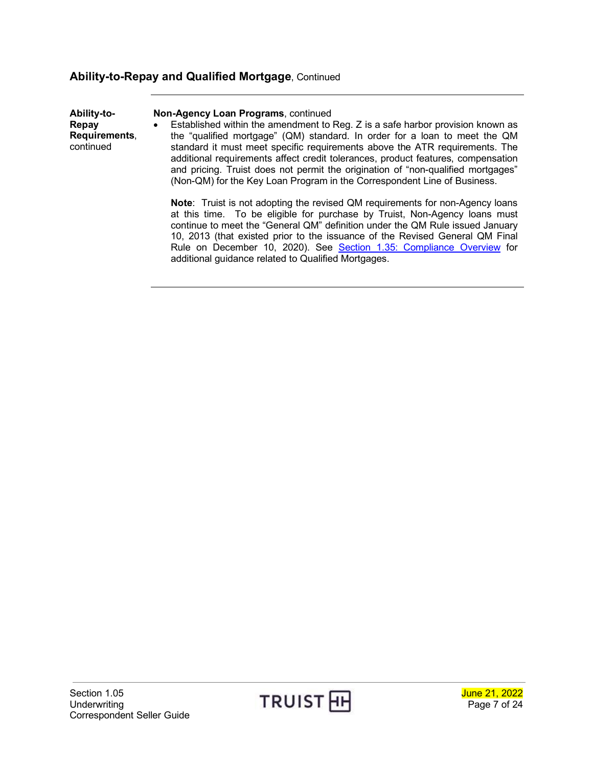## Ability-to-Repay and Qualified Mortgage, Continued

**Ability-to-Repay Requirements**, continued

**Non-Agency Loan Programs**, continued

- Established within the amendment to Reg. Z is a safe harbor provision known as the "qualified mortgage" (QM) standard. In order for a loan to meet the QM standard it must meet specific requirements above the ATR requirements. The additional requirements affect credit tolerances, product features, compensation and pricing. Truist does not permit the origination of "non-qualified mortgages" (Non-QM) for the Key Loan Program in the Correspondent Line of Business.

  **Note**: Truist is not adopting the revised QM requirements for non-Agency loans at this time. To be eligible for purchase by Truist, Non-Agency loans must continue to meet the "General QM" definition under the QM Rule issued January 10, 2013 (that existed prior to the issuance of the Revised General QM Final Rule on December 10, 2020). See Section 1.35: Compliance Overview for additional guidance related to Qualified Mortgages.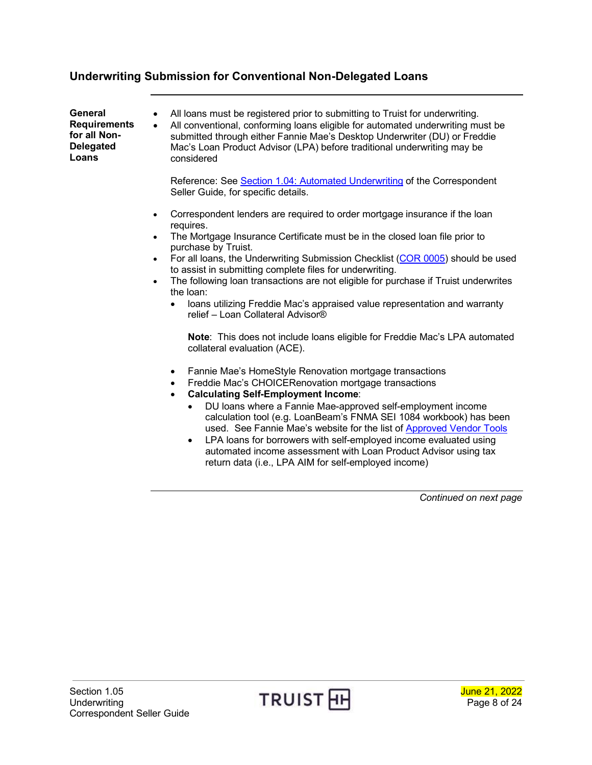## Underwriting Submission for Conventional Non-Delegated Loans

**General Requirements for all Non-Delegated Loans**

- All loans must be registered prior to submitting to Truist for underwriting.
- All conventional, conforming loans eligible for automated underwriting must be submitted through either Fannie Mae's Desktop Underwriter (DU) or Freddie Mac's Loan Product Advisor (LPA) before traditional underwriting may be considered

  Reference: See Section 1.04: Automated Underwriting of the Correspondent Seller Guide, for specific details.

- Correspondent lenders are required to order mortgage insurance if the loan requires.
- The Mortgage Insurance Certificate must be in the closed loan file prior to purchase by Truist.
- For all loans, the Underwriting Submission Checklist (COR 0005) should be used to assist in submitting complete files for underwriting.
- The following loan transactions are not eligible for purchase if Truist underwrites the loan:
  - loans utilizing Freddie Mac's appraised value representation and warranty relief – Loan Collateral Advisor®

    **Note**: This does not include loans eligible for Freddie Mac's LPA automated collateral evaluation (ACE).

  - Fannie Mae's HomeStyle Renovation mortgage transactions
  - Freddie Mac's CHOICERenovation mortgage transactions
  - **Calculating Self-Employment Income**:
    - DU loans where a Fannie Mae-approved self-employment income calculation tool (e.g. LoanBeam's FNMA SEI 1084 workbook) has been used. See Fannie Mae's website for the list of Approved Vendor Tools
    - LPA loans for borrowers with self-employed income evaluated using automated income assessment with Loan Product Advisor using tax return data (i.e., LPA AIM for self-employed income)

*Continued on next page*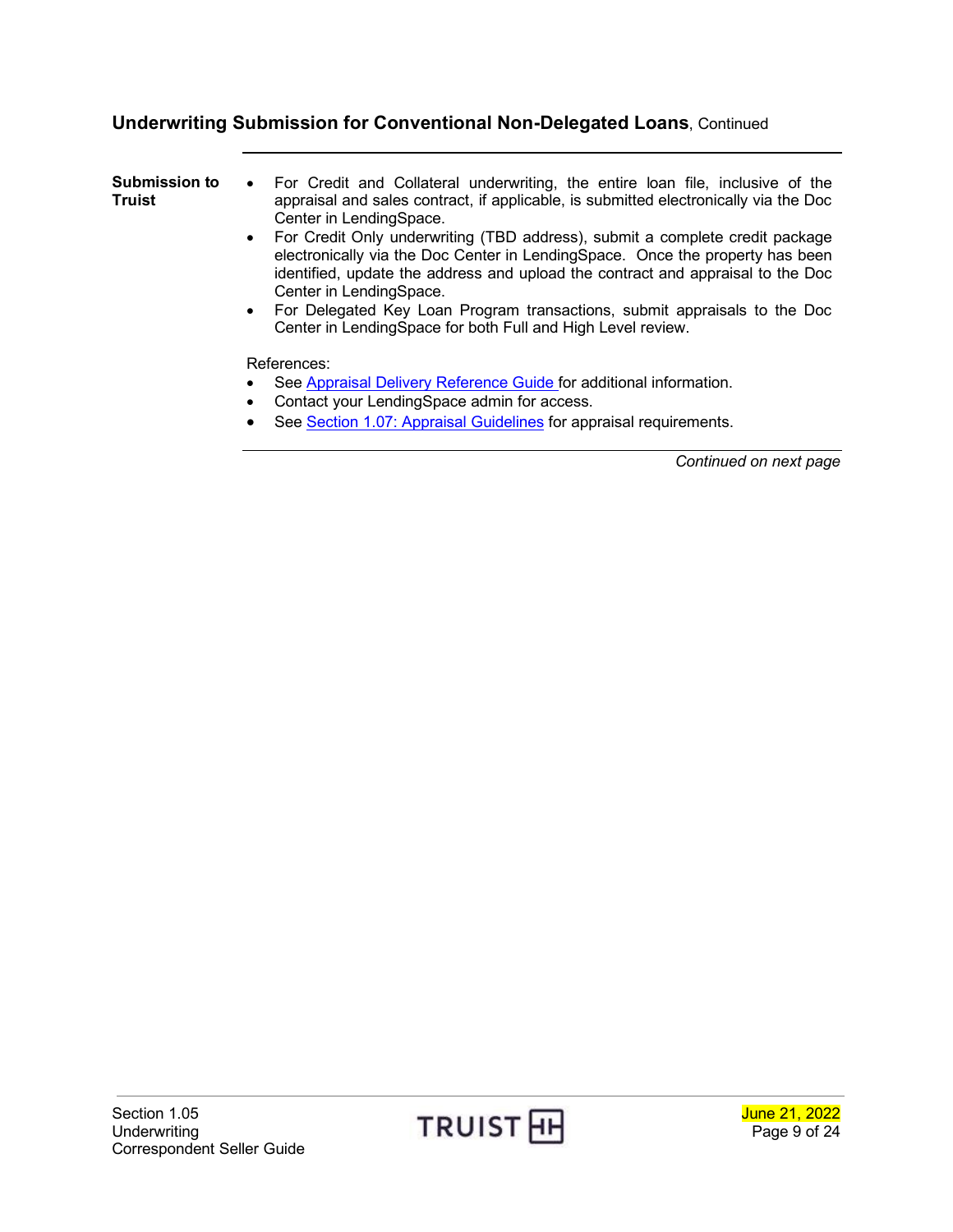## Underwriting Submission for Conventional Non-Delegated Loans, Continued

**Submission to Truist**

- For Credit and Collateral underwriting, the entire loan file, inclusive of the appraisal and sales contract, if applicable, is submitted electronically via the Doc Center in LendingSpace.
- For Credit Only underwriting (TBD address), submit a complete credit package electronically via the Doc Center in LendingSpace. Once the property has been identified, update the address and upload the contract and appraisal to the Doc Center in LendingSpace.
- For Delegated Key Loan Program transactions, submit appraisals to the Doc Center in LendingSpace for both Full and High Level review.

References:

- See Appraisal Delivery Reference Guide for additional information.
- Contact your LendingSpace admin for access.
- See Section 1.07: Appraisal Guidelines for appraisal requirements.

*Continued on next page*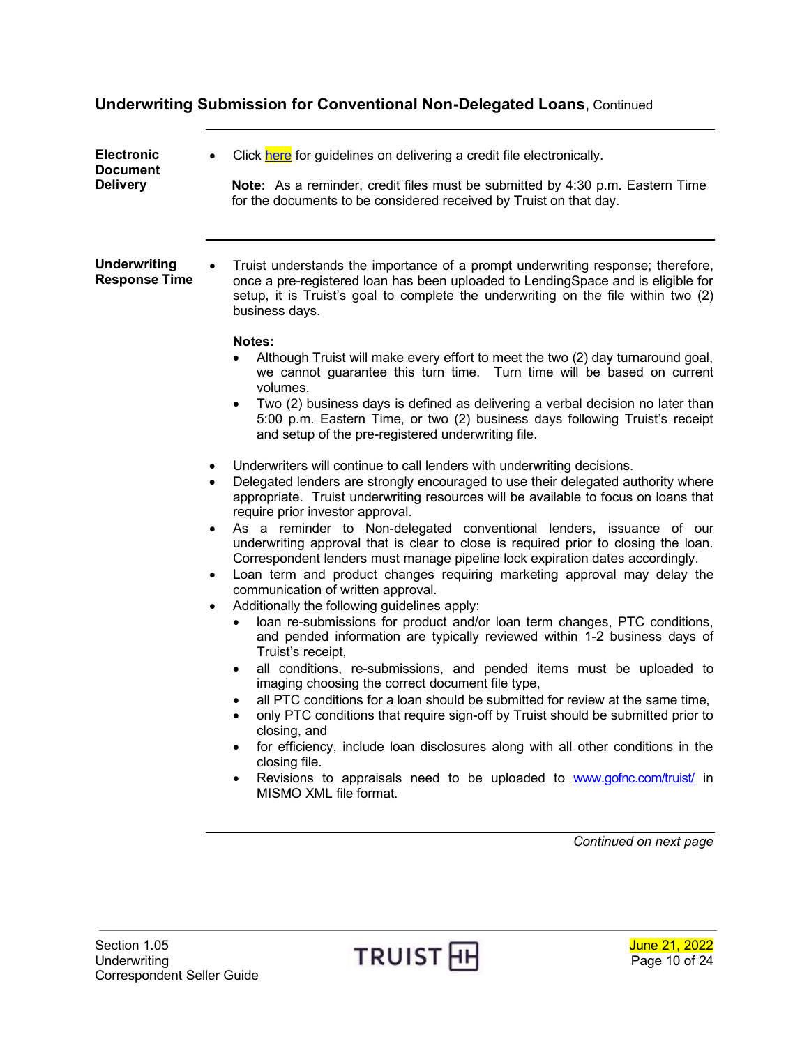## Underwriting Submission for Conventional Non-Delegated Loans, Continued

**Electronic Document Delivery**

- Click here for guidelines on delivering a credit file electronically.

  **Note:** As a reminder, credit files must be submitted by 4:30 p.m. Eastern Time for the documents to be considered received by Truist on that day.

**Underwriting Response Time**

- Truist understands the importance of a prompt underwriting response; therefore, once a pre-registered loan has been uploaded to LendingSpace and is eligible for setup, it is Truist's goal to complete the underwriting on the file within two (2) business days.

  **Notes:**
  - Although Truist will make every effort to meet the two (2) day turnaround goal, we cannot guarantee this turn time. Turn time will be based on current volumes.
  - Two (2) business days is defined as delivering a verbal decision no later than 5:00 p.m. Eastern Time, or two (2) business days following Truist's receipt and setup of the pre-registered underwriting file.

- Underwriters will continue to call lenders with underwriting decisions.
- Delegated lenders are strongly encouraged to use their delegated authority where appropriate. Truist underwriting resources will be available to focus on loans that require prior investor approval.
- As a reminder to Non-delegated conventional lenders, issuance of our underwriting approval that is clear to close is required prior to closing the loan. Correspondent lenders must manage pipeline lock expiration dates accordingly.
- Loan term and product changes requiring marketing approval may delay the communication of written approval.
- Additionally the following guidelines apply:
  - loan re-submissions for product and/or loan term changes, PTC conditions, and pended information are typically reviewed within 1-2 business days of Truist's receipt,
  - all conditions, re-submissions, and pended items must be uploaded to imaging choosing the correct document file type,
  - all PTC conditions for a loan should be submitted for review at the same time,
  - only PTC conditions that require sign-off by Truist should be submitted prior to closing, and
  - for efficiency, include loan disclosures along with all other conditions in the closing file.
  - Revisions to appraisals need to be uploaded to www.gofnc.com/truist/ in MISMO XML file format.

*Continued on next page*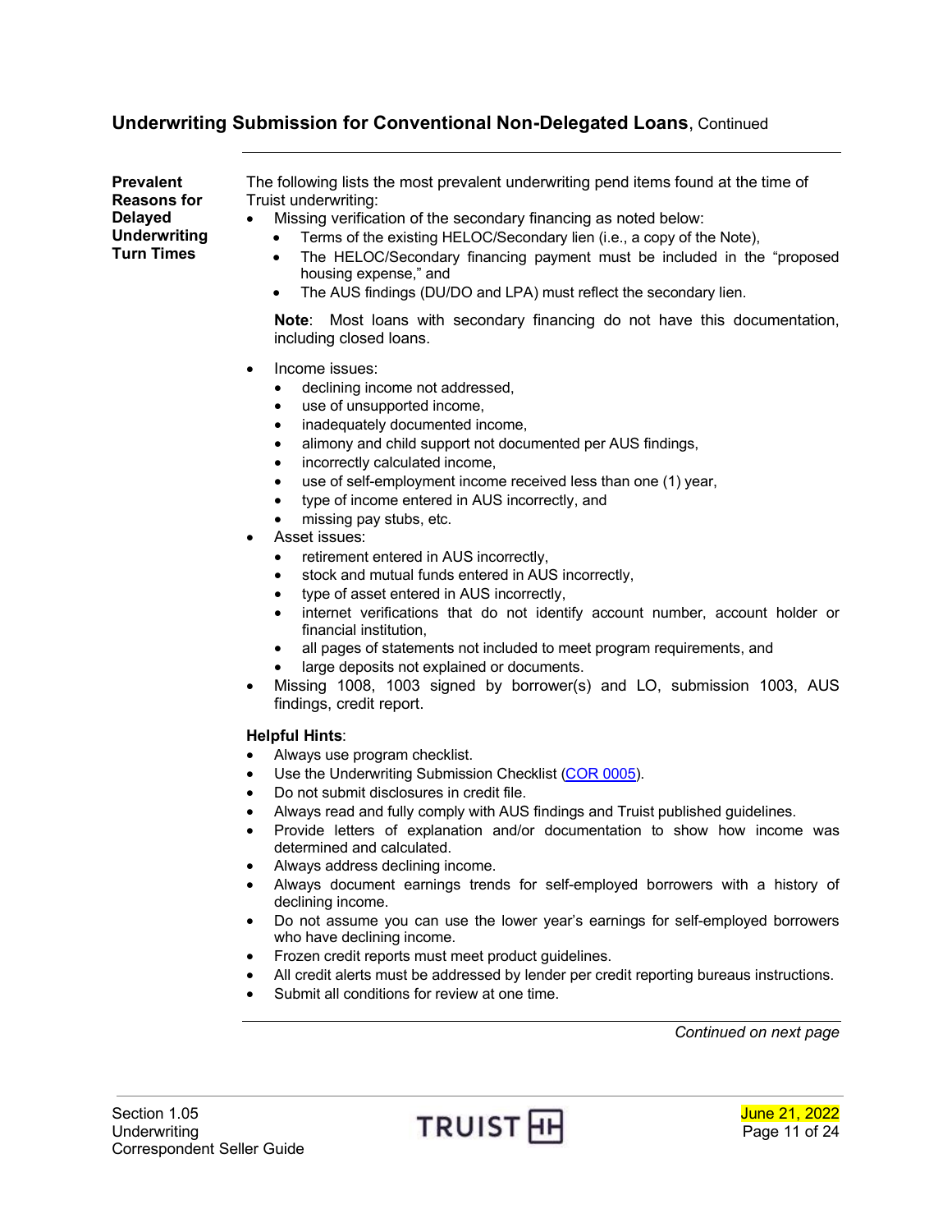## Underwriting Submission for Conventional Non-Delegated Loans, Continued

**Prevalent Reasons for Delayed Underwriting Turn Times**

The following lists the most prevalent underwriting pend items found at the time of Truist underwriting:

- Missing verification of the secondary financing as noted below:
  - Terms of the existing HELOC/Secondary lien (i.e., a copy of the Note),
  - The HELOC/Secondary financing payment must be included in the "proposed housing expense," and
  - The AUS findings (DU/DO and LPA) must reflect the secondary lien.

  **Note**: Most loans with secondary financing do not have this documentation, including closed loans.

- Income issues:
  - declining income not addressed,
  - use of unsupported income,
  - inadequately documented income,
  - alimony and child support not documented per AUS findings,
  - incorrectly calculated income,
  - use of self-employment income received less than one (1) year,
  - type of income entered in AUS incorrectly, and
  - missing pay stubs, etc.
- Asset issues:
  - retirement entered in AUS incorrectly,
  - stock and mutual funds entered in AUS incorrectly,
  - type of asset entered in AUS incorrectly,
  - internet verifications that do not identify account number, account holder or financial institution,
  - all pages of statements not included to meet program requirements, and
  - large deposits not explained or documents.
- Missing 1008, 1003 signed by borrower(s) and LO, submission 1003, AUS findings, credit report.

**Helpful Hints**:

- Always use program checklist.
- Use the Underwriting Submission Checklist (COR 0005).
- Do not submit disclosures in credit file.
- Always read and fully comply with AUS findings and Truist published guidelines.
- Provide letters of explanation and/or documentation to show how income was determined and calculated.
- Always address declining income.
- Always document earnings trends for self-employed borrowers with a history of declining income.
- Do not assume you can use the lower year's earnings for self-employed borrowers who have declining income.
- Frozen credit reports must meet product guidelines.
- All credit alerts must be addressed by lender per credit reporting bureaus instructions.
- Submit all conditions for review at one time.

*Continued on next page*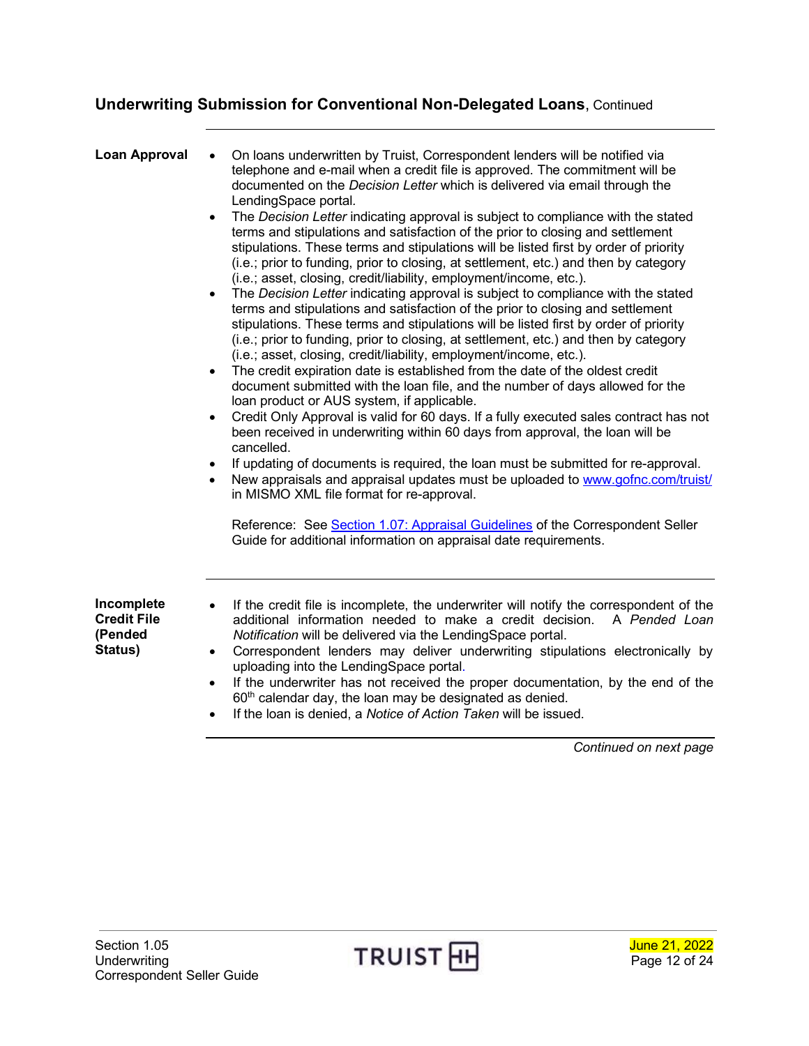## Underwriting Submission for Conventional Non-Delegated Loans, Continued

**Loan Approval**

- On loans underwritten by Truist, Correspondent lenders will be notified via telephone and e-mail when a credit file is approved. The commitment will be documented on the *Decision Letter* which is delivered via email through the LendingSpace portal.
- The *Decision Letter* indicating approval is subject to compliance with the stated terms and stipulations and satisfaction of the prior to closing and settlement stipulations. These terms and stipulations will be listed first by order of priority (i.e.; prior to funding, prior to closing, at settlement, etc.) and then by category (i.e.; asset, closing, credit/liability, employment/income, etc.).
- The *Decision Letter* indicating approval is subject to compliance with the stated terms and stipulations and satisfaction of the prior to closing and settlement stipulations. These terms and stipulations will be listed first by order of priority (i.e.; prior to funding, prior to closing, at settlement, etc.) and then by category (i.e.; asset, closing, credit/liability, employment/income, etc.).
- The credit expiration date is established from the date of the oldest credit document submitted with the loan file, and the number of days allowed for the loan product or AUS system, if applicable.
- Credit Only Approval is valid for 60 days. If a fully executed sales contract has not been received in underwriting within 60 days from approval, the loan will be cancelled.
- If updating of documents is required, the loan must be submitted for re-approval.
- New appraisals and appraisal updates must be uploaded to www.gofnc.com/truist/ in MISMO XML file format for re-approval.

Reference: See Section 1.07: Appraisal Guidelines of the Correspondent Seller Guide for additional information on appraisal date requirements.

**Incomplete Credit File (Pended Status)**

- If the credit file is incomplete, the underwriter will notify the correspondent of the additional information needed to make a credit decision. A *Pended Loan Notification* will be delivered via the LendingSpace portal.
- Correspondent lenders may deliver underwriting stipulations electronically by uploading into the LendingSpace portal.
- If the underwriter has not received the proper documentation, by the end of the 60th calendar day, the loan may be designated as denied.
- If the loan is denied, a *Notice of Action Taken* will be issued.

*Continued on next page*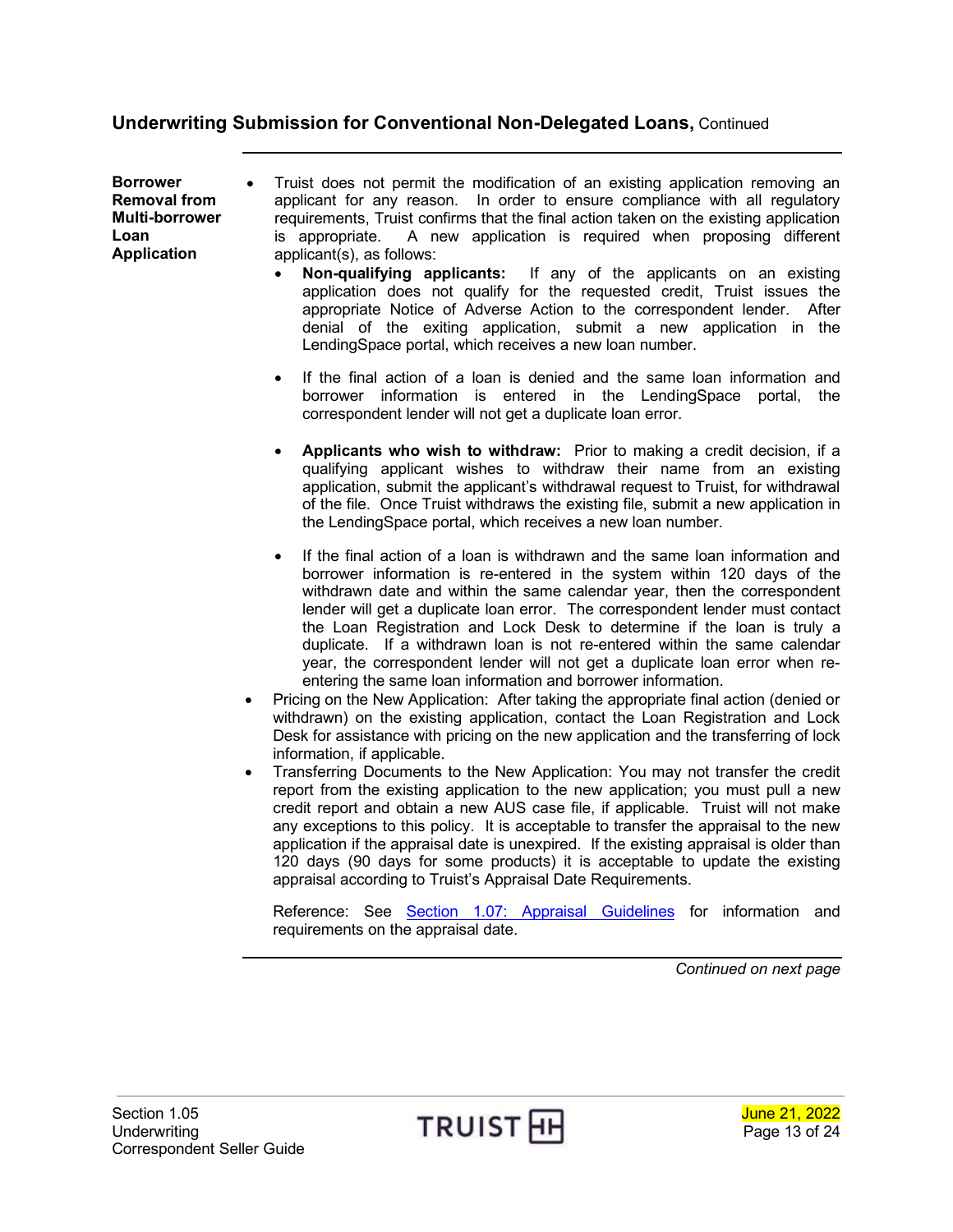## Underwriting Submission for Conventional Non-Delegated Loans, Continued

**Borrower Removal from Multi-borrower Loan Application**

- Truist does not permit the modification of an existing application removing an applicant for any reason. In order to ensure compliance with all regulatory requirements, Truist confirms that the final action taken on the existing application is appropriate. A new application is required when proposing different applicant(s), as follows:
  - **Non-qualifying applicants:** If any of the applicants on an existing application does not qualify for the requested credit, Truist issues the appropriate Notice of Adverse Action to the correspondent lender. After denial of the exiting application, submit a new application in the LendingSpace portal, which receives a new loan number.
  - If the final action of a loan is denied and the same loan information and borrower information is entered in the LendingSpace portal, the correspondent lender will not get a duplicate loan error.
  - **Applicants who wish to withdraw:** Prior to making a credit decision, if a qualifying applicant wishes to withdraw their name from an existing application, submit the applicant's withdrawal request to Truist, for withdrawal of the file. Once Truist withdraws the existing file, submit a new application in the LendingSpace portal, which receives a new loan number.
  - If the final action of a loan is withdrawn and the same loan information and borrower information is re-entered in the system within 120 days of the withdrawn date and within the same calendar year, then the correspondent lender will get a duplicate loan error. The correspondent lender must contact the Loan Registration and Lock Desk to determine if the loan is truly a duplicate. If a withdrawn loan is not re-entered within the same calendar year, the correspondent lender will not get a duplicate loan error when re-entering the same loan information and borrower information.
- Pricing on the New Application: After taking the appropriate final action (denied or withdrawn) on the existing application, contact the Loan Registration and Lock Desk for assistance with pricing on the new application and the transferring of lock information, if applicable.
- Transferring Documents to the New Application: You may not transfer the credit report from the existing application to the new application; you must pull a new credit report and obtain a new AUS case file, if applicable. Truist will not make any exceptions to this policy. It is acceptable to transfer the appraisal to the new application if the appraisal date is unexpired. If the existing appraisal is older than 120 days (90 days for some products) it is acceptable to update the existing appraisal according to Truist's Appraisal Date Requirements.

  Reference: See Section 1.07: Appraisal Guidelines for information and requirements on the appraisal date.

*Continued on next page*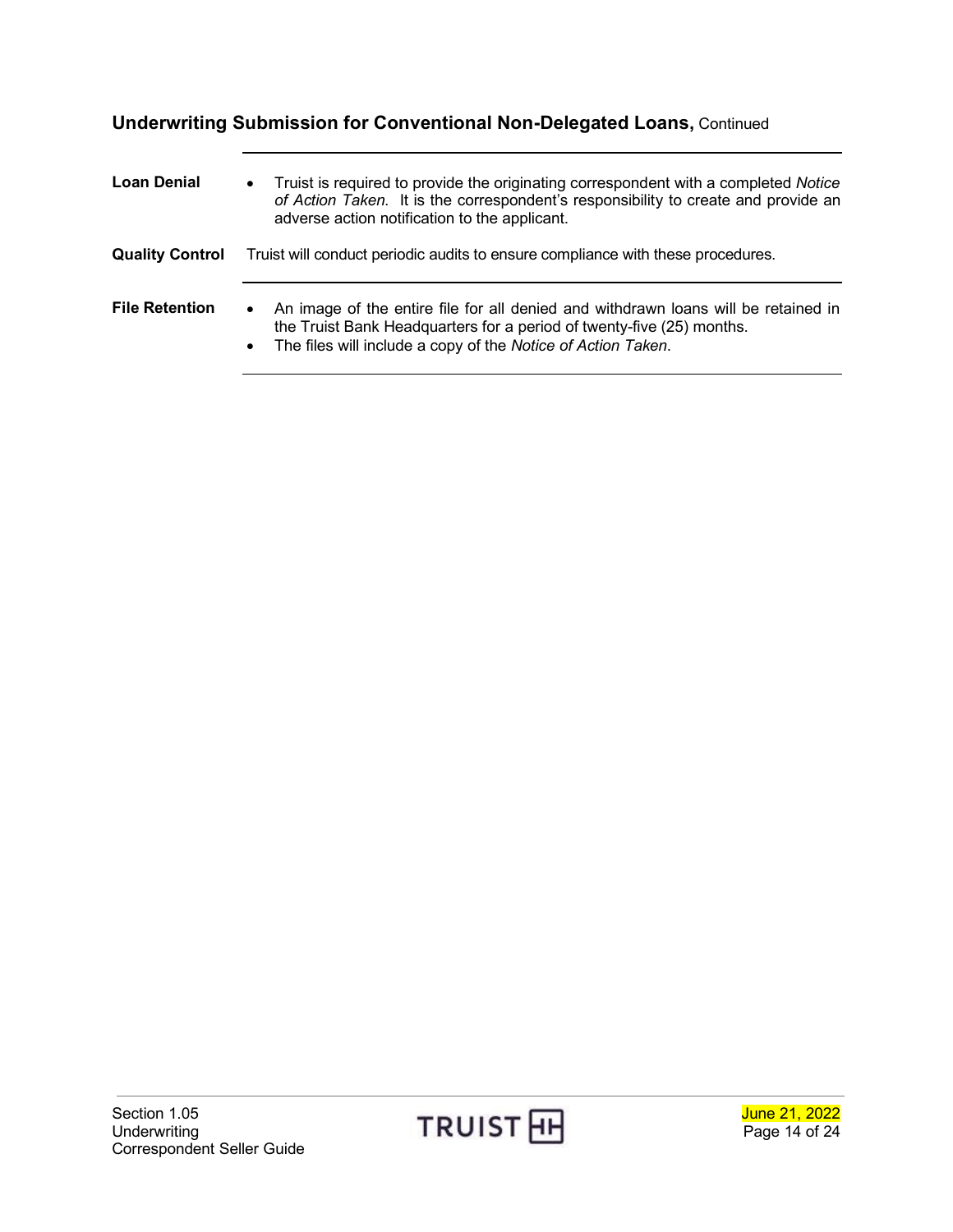## Underwriting Submission for Conventional Non-Delegated Loans, Continued

**Loan Denial**

- Truist is required to provide the originating correspondent with a completed *Notice of Action Taken*. It is the correspondent's responsibility to create and provide an adverse action notification to the applicant.

**Quality Control**

Truist will conduct periodic audits to ensure compliance with these procedures.

**File Retention**

- An image of the entire file for all denied and withdrawn loans will be retained in the Truist Bank Headquarters for a period of twenty-five (25) months.
- The files will include a copy of the *Notice of Action Taken*.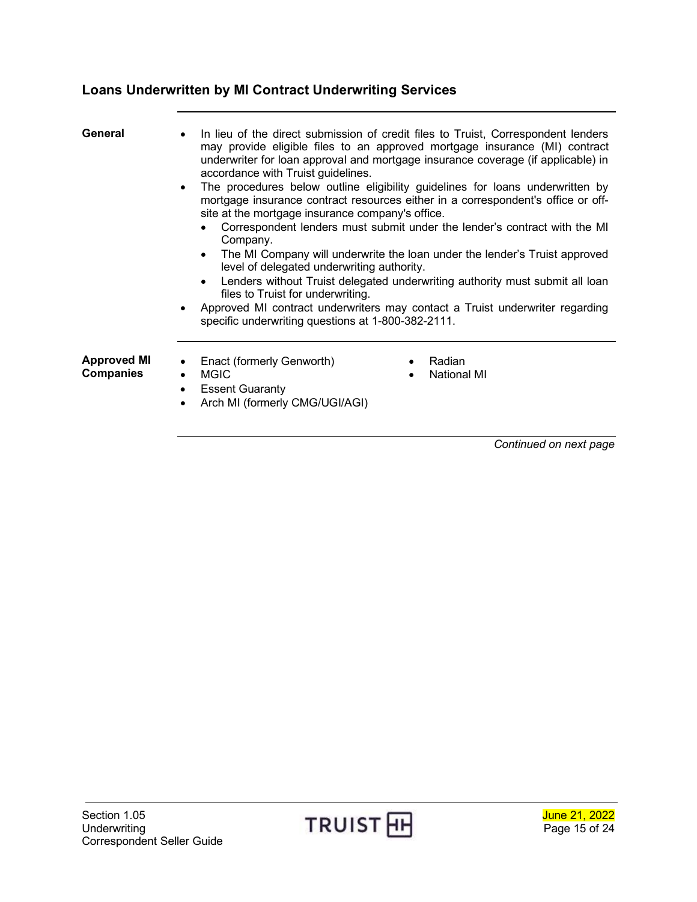## Loans Underwritten by MI Contract Underwriting Services

**General**

- In lieu of the direct submission of credit files to Truist, Correspondent lenders may provide eligible files to an approved mortgage insurance (MI) contract underwriter for loan approval and mortgage insurance coverage (if applicable) in accordance with Truist guidelines.
- The procedures below outline eligibility guidelines for loans underwritten by mortgage insurance contract resources either in a correspondent's office or off-site at the mortgage insurance company's office.
  - Correspondent lenders must submit under the lender's contract with the MI Company.
  - The MI Company will underwrite the loan under the lender's Truist approved level of delegated underwriting authority.
  - Lenders without Truist delegated underwriting authority must submit all loan files to Truist for underwriting.
- Approved MI contract underwriters may contact a Truist underwriter regarding specific underwriting questions at 1-800-382-2111.

**Approved MI Companies**

- Enact (formerly Genworth)
- MGIC
- Essent Guaranty
- Arch MI (formerly CMG/UGI/AGI)
- Radian
- National MI

*Continued on next page*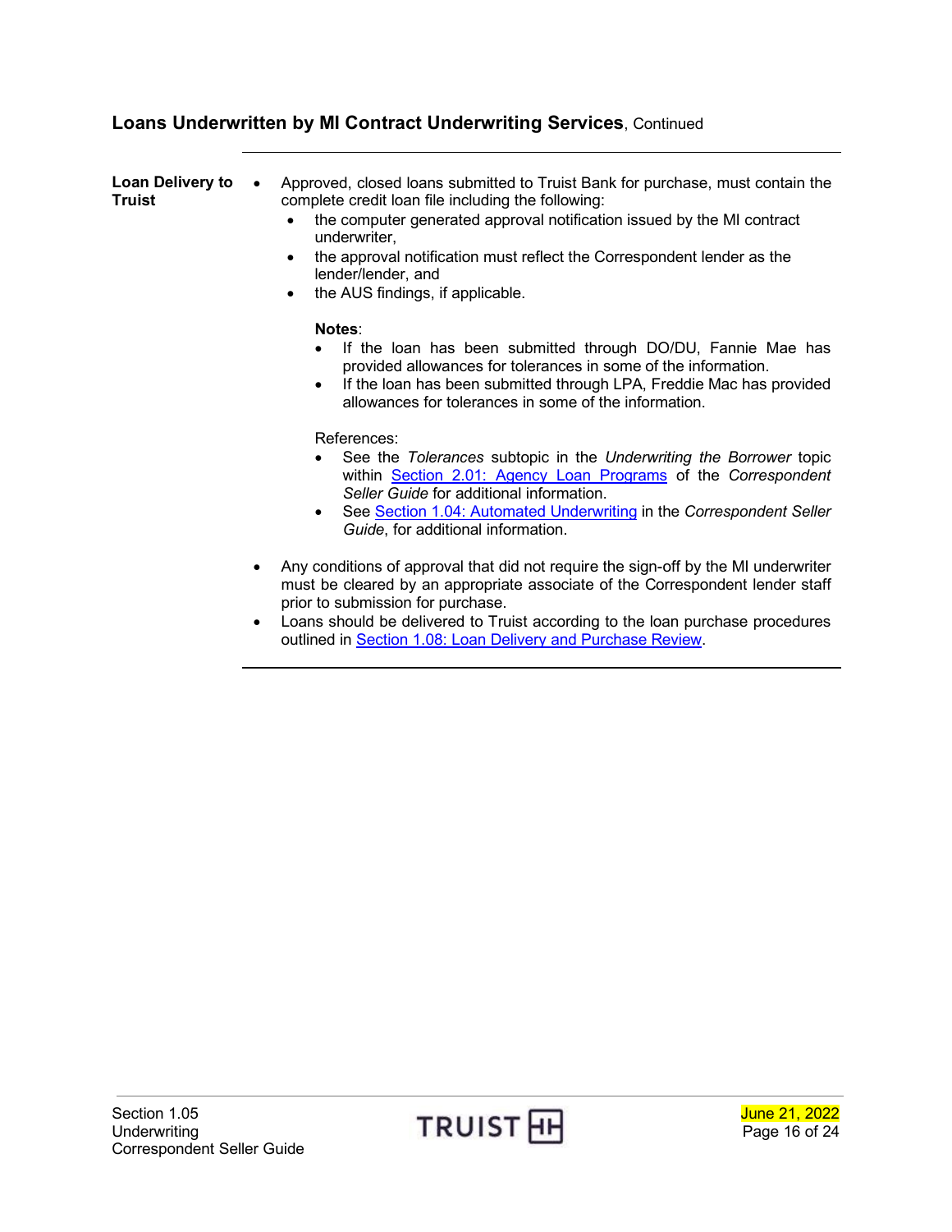## Loans Underwritten by MI Contract Underwriting Services, Continued

**Loan Delivery to Truist**

- Approved, closed loans submitted to Truist Bank for purchase, must contain the complete credit loan file including the following:
  - the computer generated approval notification issued by the MI contract underwriter,
  - the approval notification must reflect the Correspondent lender as the lender/lender, and
  - the AUS findings, if applicable.

  **Notes**:
  - If the loan has been submitted through DO/DU, Fannie Mae has provided allowances for tolerances in some of the information.
  - If the loan has been submitted through LPA, Freddie Mac has provided allowances for tolerances in some of the information.

  References:
  - See the *Tolerances* subtopic in the *Underwriting the Borrower* topic within Section 2.01: Agency Loan Programs of the *Correspondent Seller Guide* for additional information.
  - See Section 1.04: Automated Underwriting in the *Correspondent Seller Guide*, for additional information.

- Any conditions of approval that did not require the sign-off by the MI underwriter must be cleared by an appropriate associate of the Correspondent lender staff prior to submission for purchase.
- Loans should be delivered to Truist according to the loan purchase procedures outlined in Section 1.08: Loan Delivery and Purchase Review.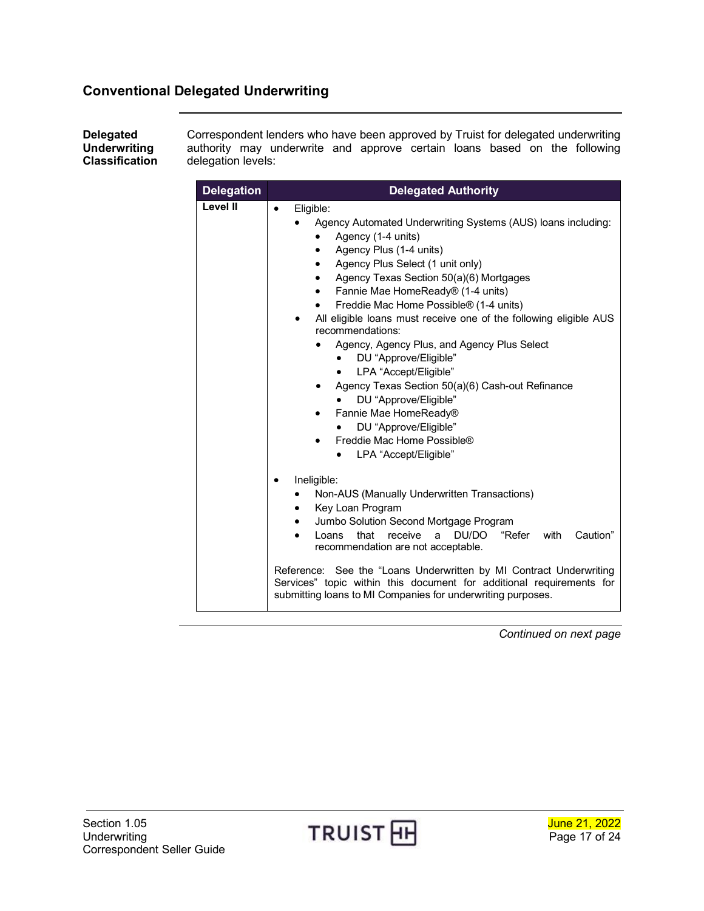## Conventional Delegated Underwriting

**Delegated Underwriting Classification**

Correspondent lenders who have been approved by Truist for delegated underwriting authority may underwrite and approve certain loans based on the following delegation levels:

| Delegation | Delegated Authority |
|---|---|
| **Level II** | • Eligible:<br>  • Agency Automated Underwriting Systems (AUS) loans including:<br>    • Agency (1-4 units)<br>    • Agency Plus (1-4 units)<br>    • Agency Plus Select (1 unit only)<br>    • Agency Texas Section 50(a)(6) Mortgages<br>    • Fannie Mae HomeReady® (1-4 units)<br>    • Freddie Mac Home Possible® (1-4 units)<br>  • All eligible loans must receive one of the following eligible AUS recommendations:<br>    • Agency, Agency Plus, and Agency Plus Select<br>      • DU “Approve/Eligible”<br>      • LPA “Accept/Eligible”<br>    • Agency Texas Section 50(a)(6) Cash-out Refinance<br>      • DU “Approve/Eligible”<br>    • Fannie Mae HomeReady®<br>      • DU “Approve/Eligible”<br>    • Freddie Mac Home Possible®<br>      • LPA “Accept/Eligible”<br><br>• Ineligible:<br>  • Non-AUS (Manually Underwritten Transactions)<br>  • Key Loan Program<br>  • Jumbo Solution Second Mortgage Program<br>  • Loans that receive a DU/DO “Refer with Caution” recommendation are not acceptable.<br><br>Reference: See the “Loans Underwritten by MI Contract Underwriting Services” topic within this document for additional requirements for submitting loans to MI Companies for underwriting purposes. |

*Continued on next page*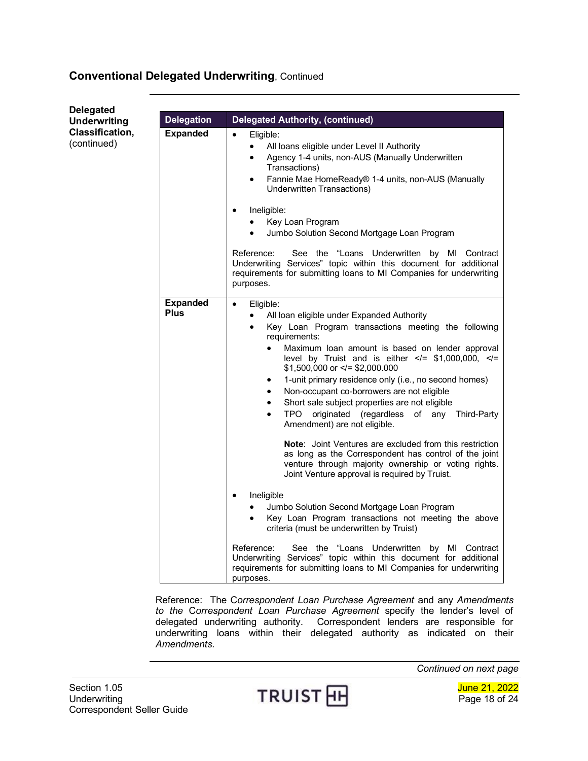## **Conventional Delegated Underwriting**, Continued

**Delegated Underwriting Classification,** (continued)

| Delegation | Delegated Authority, (continued) |
|---|---|
| **Expanded** | • Eligible:<br>  • All loans eligible under Level II Authority<br>  • Agency 1-4 units, non-AUS (Manually Underwritten Transactions)<br>  • Fannie Mae HomeReady® 1-4 units, non-AUS (Manually Underwritten Transactions)<br><br>• Ineligible:<br>  • Key Loan Program<br>  • Jumbo Solution Second Mortgage Loan Program<br><br>Reference: See the "Loans Underwritten by MI Contract Underwriting Services" topic within this document for additional requirements for submitting loans to MI Companies for underwriting purposes. |
| **Expanded Plus** | • Eligible:<br>  • All loan eligible under Expanded Authority<br>  • Key Loan Program transactions meeting the following requirements:<br>    • Maximum loan amount is based on lender approval level by Truist and is either </= $1,000,000, </= $1,500,000 or </= $2,000.000<br>    • 1-unit primary residence only (i.e., no second homes)<br>    • Non-occupant co-borrowers are not eligible<br>    • Short sale subject properties are not eligible<br>    • TPO originated (regardless of any Third-Party Amendment) are not eligible.<br><br>    **Note**: Joint Ventures are excluded from this restriction as long as the Correspondent has control of the joint venture through majority ownership or voting rights. Joint Venture approval is required by Truist.<br><br>• Ineligible<br>  • Jumbo Solution Second Mortgage Loan Program<br>  • Key Loan Program transactions not meeting the above criteria (must be underwritten by Truist)<br><br>Reference: See the "Loans Underwritten by MI Contract Underwriting Services" topic within this document for additional requirements for submitting loans to MI Companies for underwriting purposes. |

Reference: The C*orrespondent Loan Purchase Agreement* and any *Amendments to the* C*orrespondent Loan Purchase Agreement* specify the lender's level of delegated underwriting authority. Correspondent lenders are responsible for underwriting loans within their delegated authority as indicated on their *Amendments.*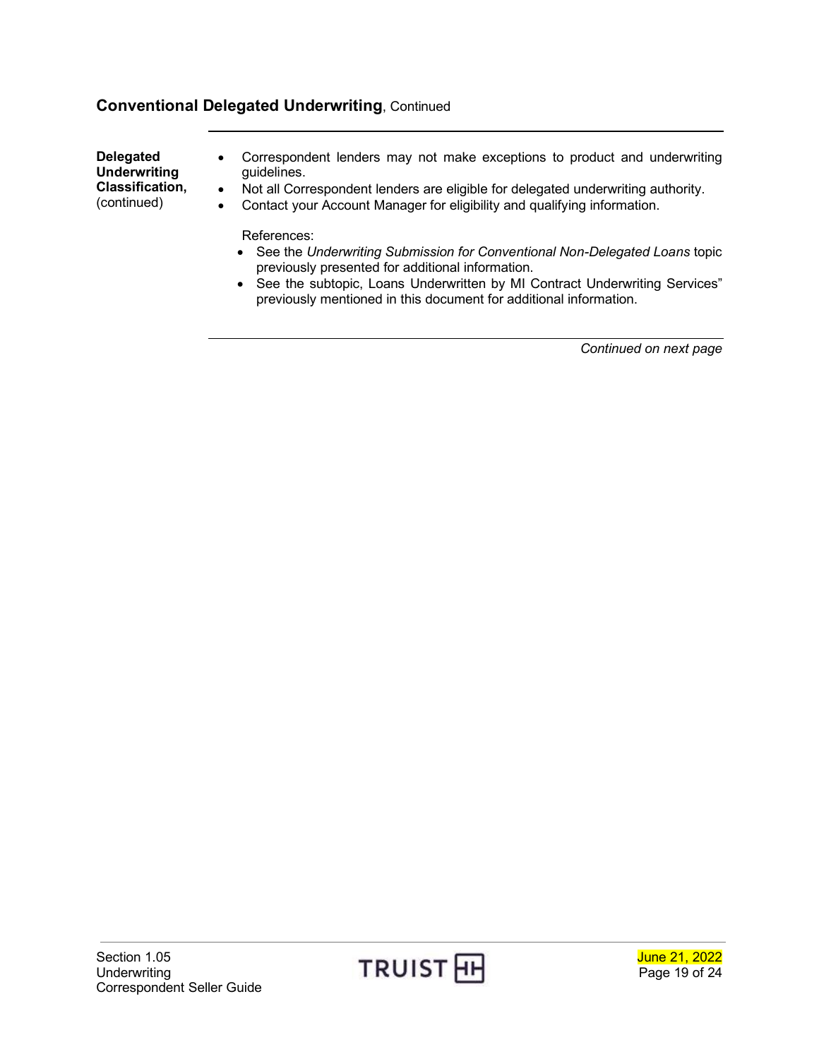## Conventional Delegated Underwriting, Continued

**Delegated Underwriting Classification,** (continued)

- Correspondent lenders may not make exceptions to product and underwriting guidelines.
- Not all Correspondent lenders are eligible for delegated underwriting authority.
- Contact your Account Manager for eligibility and qualifying information.

References:

- See the *Underwriting Submission for Conventional Non-Delegated Loans* topic previously presented for additional information.
- See the subtopic, Loans Underwritten by MI Contract Underwriting Services" previously mentioned in this document for additional information.

*Continued on next page*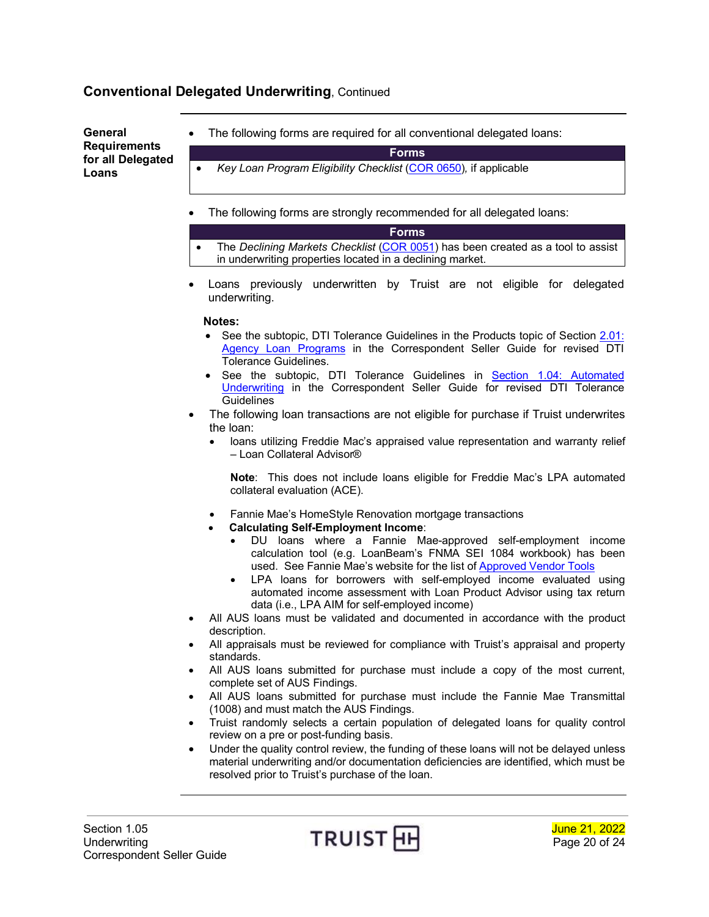## Conventional Delegated Underwriting, Continued

**General Requirements for all Delegated Loans**

- The following forms are required for all conventional delegated loans:

| Forms |
|---|
| • *Key Loan Program Eligibility Checklist* (COR 0650), if applicable |

- The following forms are strongly recommended for all delegated loans:

| Forms |
|---|
| • The *Declining Markets Checklist* (COR 0051) has been created as a tool to assist in underwriting properties located in a declining market. |

- Loans previously underwritten by Truist are not eligible for delegated underwriting.

  **Notes:**
  - See the subtopic, DTI Tolerance Guidelines in the Products topic of Section 2.01: Agency Loan Programs in the Correspondent Seller Guide for revised DTI Tolerance Guidelines.
  - See the subtopic, DTI Tolerance Guidelines in Section 1.04: Automated Underwriting in the Correspondent Seller Guide for revised DTI Tolerance Guidelines
- The following loan transactions are not eligible for purchase if Truist underwrites the loan:
  - loans utilizing Freddie Mac's appraised value representation and warranty relief – Loan Collateral Advisor®

    **Note**: This does not include loans eligible for Freddie Mac's LPA automated collateral evaluation (ACE).

  - Fannie Mae's HomeStyle Renovation mortgage transactions
  - **Calculating Self-Employment Income**:
    - DU loans where a Fannie Mae-approved self-employment income calculation tool (e.g. LoanBeam's FNMA SEI 1084 workbook) has been used. See Fannie Mae's website for the list of Approved Vendor Tools
    - LPA loans for borrowers with self-employed income evaluated using automated income assessment with Loan Product Advisor using tax return data (i.e., LPA AIM for self-employed income)
- All AUS loans must be validated and documented in accordance with the product description.
- All appraisals must be reviewed for compliance with Truist's appraisal and property standards.
- All AUS loans submitted for purchase must include a copy of the most current, complete set of AUS Findings.
- All AUS loans submitted for purchase must include the Fannie Mae Transmittal (1008) and must match the AUS Findings.
- Truist randomly selects a certain population of delegated loans for quality control review on a pre or post-funding basis.
- Under the quality control review, the funding of these loans will not be delayed unless material underwriting and/or documentation deficiencies are identified, which must be resolved prior to Truist's purchase of the loan.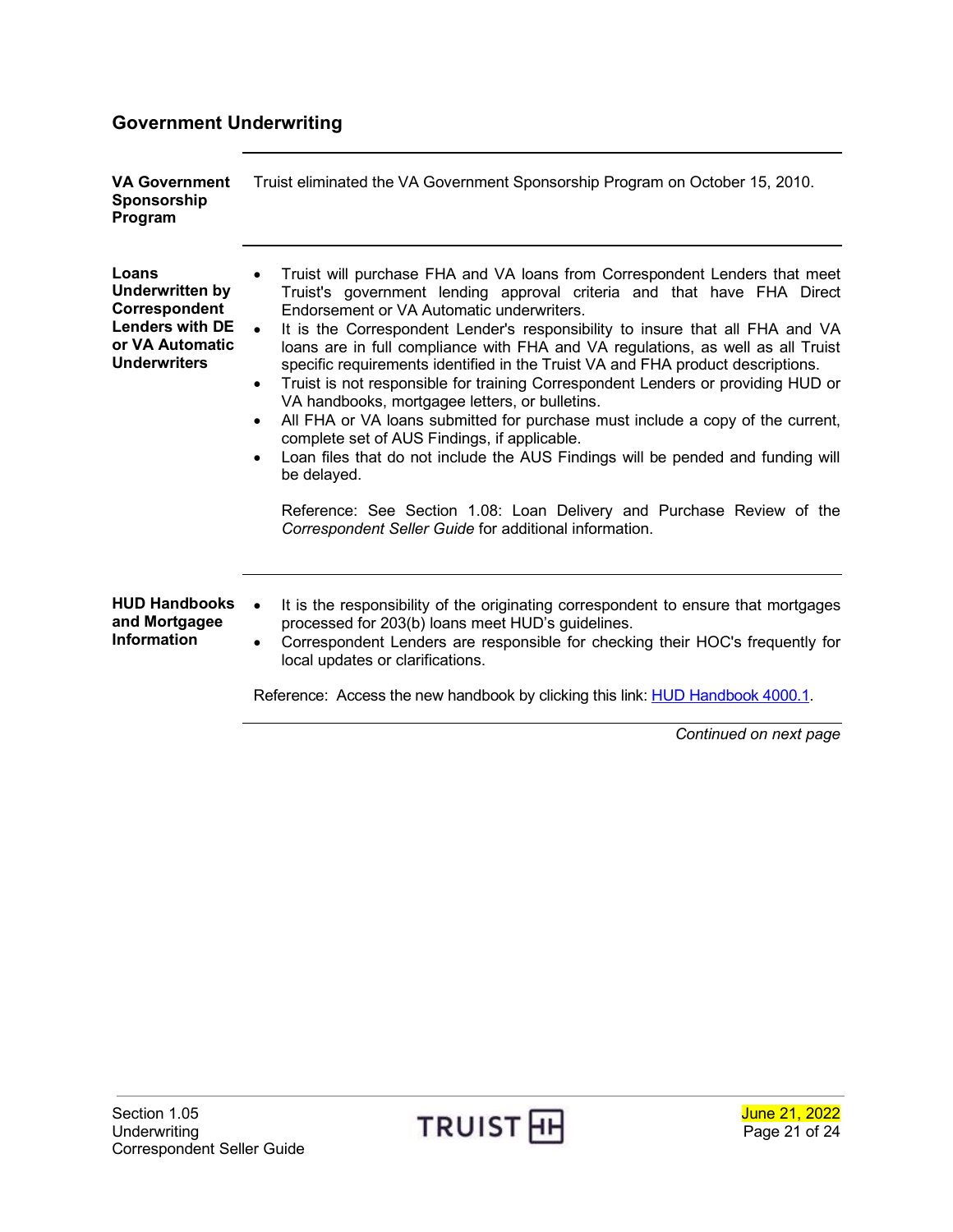## Government Underwriting

**VA Government Sponsorship Program**

Truist eliminated the VA Government Sponsorship Program on October 15, 2010.

**Loans Underwritten by Correspondent Lenders with DE or VA Automatic Underwriters**

- Truist will purchase FHA and VA loans from Correspondent Lenders that meet Truist's government lending approval criteria and that have FHA Direct Endorsement or VA Automatic underwriters.
- It is the Correspondent Lender's responsibility to insure that all FHA and VA loans are in full compliance with FHA and VA regulations, as well as all Truist specific requirements identified in the Truist VA and FHA product descriptions.
- Truist is not responsible for training Correspondent Lenders or providing HUD or VA handbooks, mortgagee letters, or bulletins.
- All FHA or VA loans submitted for purchase must include a copy of the current, complete set of AUS Findings, if applicable.
- Loan files that do not include the AUS Findings will be pended and funding will be delayed.

  Reference: See Section 1.08: Loan Delivery and Purchase Review of the *Correspondent Seller Guide* for additional information.

**HUD Handbooks and Mortgagee Information**

- It is the responsibility of the originating correspondent to ensure that mortgages processed for 203(b) loans meet HUD's guidelines.
- Correspondent Lenders are responsible for checking their HOC's frequently for local updates or clarifications.

Reference: Access the new handbook by clicking this link: HUD Handbook 4000.1.

*Continued on next page*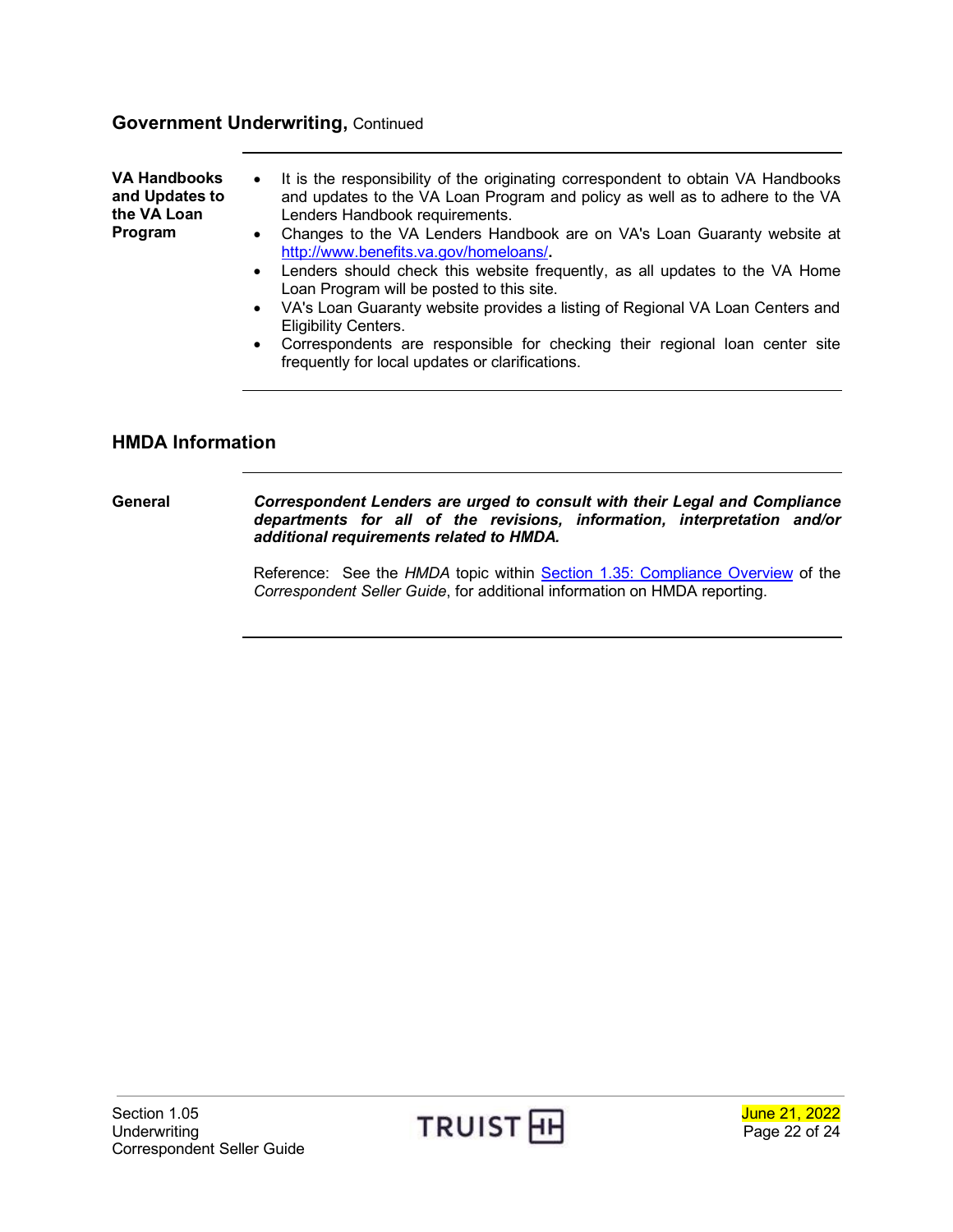## Government Underwriting, Continued

**VA Handbooks and Updates to the VA Loan Program**

- It is the responsibility of the originating correspondent to obtain VA Handbooks and updates to the VA Loan Program and policy as well as to adhere to the VA Lenders Handbook requirements.
- Changes to the VA Lenders Handbook are on VA's Loan Guaranty website at [http://www.benefits.va.gov/homeloans/](http://www.benefits.va.gov/homeloans/).
- Lenders should check this website frequently, as all updates to the VA Home Loan Program will be posted to this site.
- VA's Loan Guaranty website provides a listing of Regional VA Loan Centers and Eligibility Centers.
- Correspondents are responsible for checking their regional loan center site frequently for local updates or clarifications.

## HMDA Information

**General**

***Correspondent Lenders are urged to consult with their Legal and Compliance departments for all of the revisions, information, interpretation and/or additional requirements related to HMDA.***

Reference: See the *HMDA* topic within Section 1.35: Compliance Overview of the *Correspondent Seller Guide*, for additional information on HMDA reporting.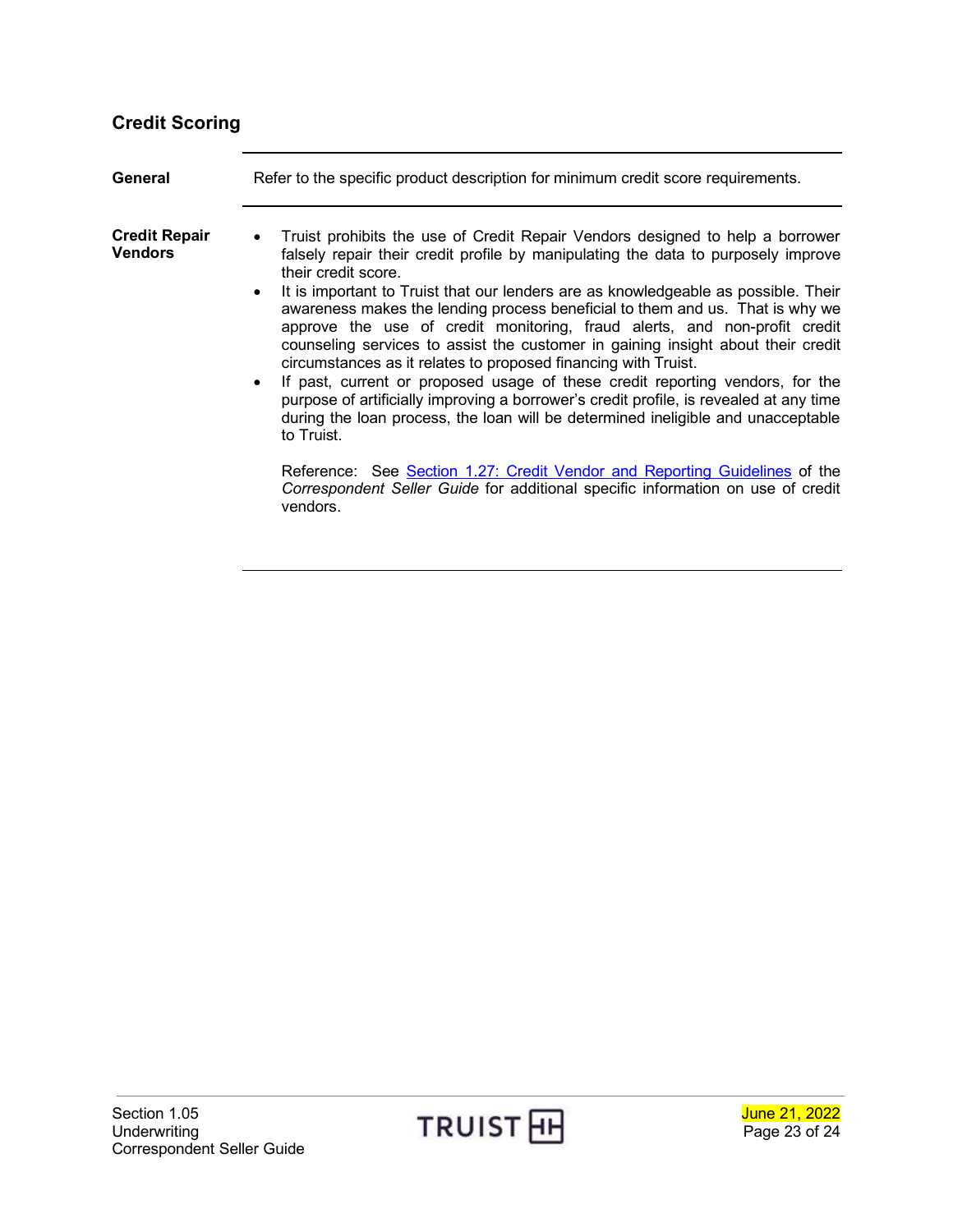## Credit Scoring

**General**

Refer to the specific product description for minimum credit score requirements.

**Credit Repair Vendors**

- Truist prohibits the use of Credit Repair Vendors designed to help a borrower falsely repair their credit profile by manipulating the data to purposely improve their credit score.
- It is important to Truist that our lenders are as knowledgeable as possible. Their awareness makes the lending process beneficial to them and us. That is why we approve the use of credit monitoring, fraud alerts, and non-profit credit counseling services to assist the customer in gaining insight about their credit circumstances as it relates to proposed financing with Truist.
- If past, current or proposed usage of these credit reporting vendors, for the purpose of artificially improving a borrower's credit profile, is revealed at any time during the loan process, the loan will be determined ineligible and unacceptable to Truist.

  Reference: See Section 1.27: Credit Vendor and Reporting Guidelines of the *Correspondent Seller Guide* for additional specific information on use of credit vendors.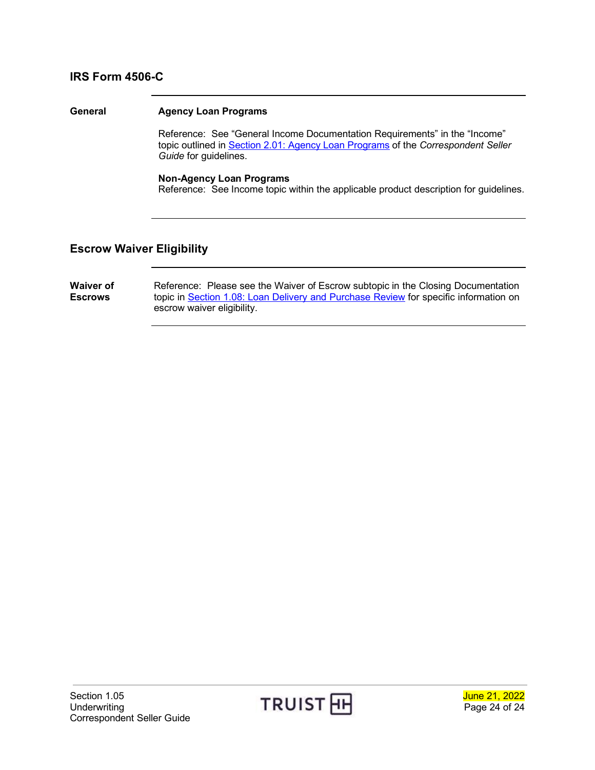## IRS Form 4506-C

**General**

**Agency Loan Programs**

Reference: See "General Income Documentation Requirements" in the "Income" topic outlined in Section 2.01: Agency Loan Programs of the *Correspondent Seller Guide* for guidelines.

**Non-Agency Loan Programs**
Reference: See Income topic within the applicable product description for guidelines.

## Escrow Waiver Eligibility

**Waiver of Escrows**

Reference: Please see the Waiver of Escrow subtopic in the Closing Documentation topic in Section 1.08: Loan Delivery and Purchase Review for specific information on escrow waiver eligibility.